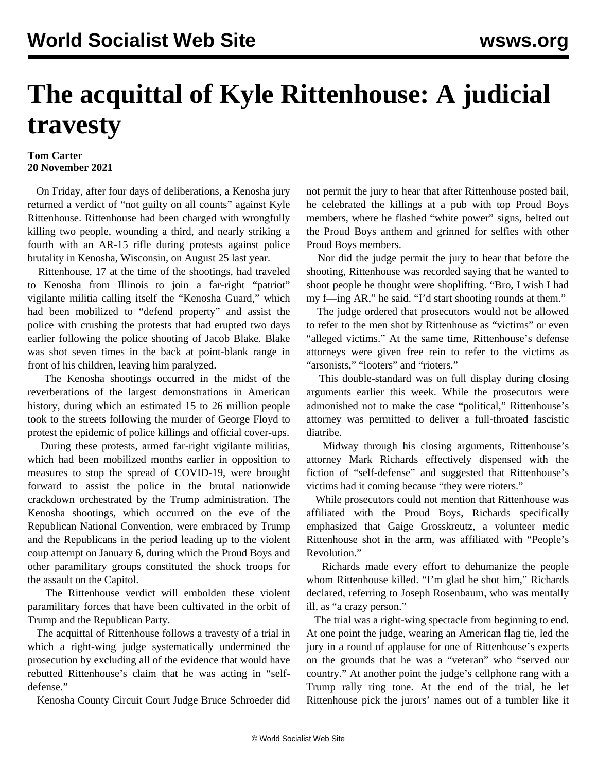# The acquittal of Kyle Rittenhouse: A judicial travesty

**Tom Carter**
**20 November 2021**

On Friday, after four days of deliberations, a Kenosha jury returned a verdict of "not guilty on all counts" against Kyle Rittenhouse. Rittenhouse had been charged with wrongfully killing two people, wounding a third, and nearly striking a fourth with an AR-15 rifle during protests against police brutality in Kenosha, Wisconsin, on August 25 last year.

Rittenhouse, 17 at the time of the shootings, had traveled to Kenosha from Illinois to join a far-right "patriot" vigilante militia calling itself the "Kenosha Guard," which had been mobilized to "defend property" and assist the police with crushing the protests that had erupted two days earlier following the police shooting of Jacob Blake. Blake was shot seven times in the back at point-blank range in front of his children, leaving him paralyzed.

The Kenosha shootings occurred in the midst of the reverberations of the largest demonstrations in American history, during which an estimated 15 to 26 million people took to the streets following the murder of George Floyd to protest the epidemic of police killings and official cover-ups.

During these protests, armed far-right vigilante militias, which had been mobilized months earlier in opposition to measures to stop the spread of COVID-19, were brought forward to assist the police in the brutal nationwide crackdown orchestrated by the Trump administration. The Kenosha shootings, which occurred on the eve of the Republican National Convention, were embraced by Trump and the Republicans in the period leading up to the violent coup attempt on January 6, during which the Proud Boys and other paramilitary groups constituted the shock troops for the assault on the Capitol.

The Rittenhouse verdict will embolden these violent paramilitary forces that have been cultivated in the orbit of Trump and the Republican Party.

The acquittal of Rittenhouse follows a travesty of a trial in which a right-wing judge systematically undermined the prosecution by excluding all of the evidence that would have rebutted Rittenhouse's claim that he was acting in "self-defense."

Kenosha County Circuit Court Judge Bruce Schroeder did not permit the jury to hear that after Rittenhouse posted bail, he celebrated the killings at a pub with top Proud Boys members, where he flashed "white power" signs, belted out the Proud Boys anthem and grinned for selfies with other Proud Boys members.

Nor did the judge permit the jury to hear that before the shooting, Rittenhouse was recorded saying that he wanted to shoot people he thought were shoplifting. "Bro, I wish I had my f—ing AR," he said. "I'd start shooting rounds at them."

The judge ordered that prosecutors would not be allowed to refer to the men shot by Rittenhouse as "victims" or even "alleged victims." At the same time, Rittenhouse's defense attorneys were given free rein to refer to the victims as "arsonists," "looters" and "rioters."

This double-standard was on full display during closing arguments earlier this week. While the prosecutors were admonished not to make the case "political," Rittenhouse's attorney was permitted to deliver a full-throated fascistic diatribe.

Midway through his closing arguments, Rittenhouse's attorney Mark Richards effectively dispensed with the fiction of "self-defense" and suggested that Rittenhouse's victims had it coming because "they were rioters."

While prosecutors could not mention that Rittenhouse was affiliated with the Proud Boys, Richards specifically emphasized that Gaige Grosskreutz, a volunteer medic Rittenhouse shot in the arm, was affiliated with "People's Revolution."

Richards made every effort to dehumanize the people whom Rittenhouse killed. "I'm glad he shot him," Richards declared, referring to Joseph Rosenbaum, who was mentally ill, as "a crazy person."

The trial was a right-wing spectacle from beginning to end. At one point the judge, wearing an American flag tie, led the jury in a round of applause for one of Rittenhouse's experts on the grounds that he was a "veteran" who "served our country." At another point the judge's cellphone rang with a Trump rally ring tone. At the end of the trial, he let Rittenhouse pick the jurors' names out of a tumbler like it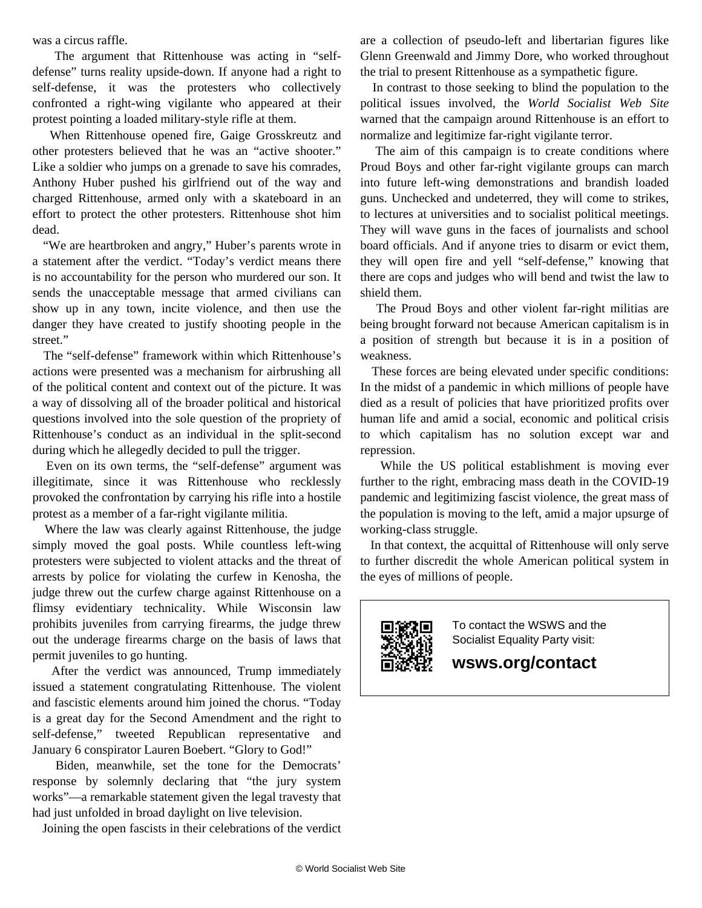was a circus raffle.

The argument that Rittenhouse was acting in "self-defense" turns reality upside-down. If anyone had a right to self-defense, it was the protesters who collectively confronted a right-wing vigilante who appeared at their protest pointing a loaded military-style rifle at them.

When Rittenhouse opened fire, Gaige Grosskreutz and other protesters believed that he was an "active shooter." Like a soldier who jumps on a grenade to save his comrades, Anthony Huber pushed his girlfriend out of the way and charged Rittenhouse, armed only with a skateboard in an effort to protect the other protesters. Rittenhouse shot him dead.

"We are heartbroken and angry," Huber's parents wrote in a statement after the verdict. "Today's verdict means there is no accountability for the person who murdered our son. It sends the unacceptable message that armed civilians can show up in any town, incite violence, and then use the danger they have created to justify shooting people in the street."

The "self-defense" framework within which Rittenhouse's actions were presented was a mechanism for airbrushing all of the political content and context out of the picture. It was a way of dissolving all of the broader political and historical questions involved into the sole question of the propriety of Rittenhouse's conduct as an individual in the split-second during which he allegedly decided to pull the trigger.

Even on its own terms, the "self-defense" argument was illegitimate, since it was Rittenhouse who recklessly provoked the confrontation by carrying his rifle into a hostile protest as a member of a far-right vigilante militia.

Where the law was clearly against Rittenhouse, the judge simply moved the goal posts. While countless left-wing protesters were subjected to violent attacks and the threat of arrests by police for violating the curfew in Kenosha, the judge threw out the curfew charge against Rittenhouse on a flimsy evidentiary technicality. While Wisconsin law prohibits juveniles from carrying firearms, the judge threw out the underage firearms charge on the basis of laws that permit juveniles to go hunting.

After the verdict was announced, Trump immediately issued a statement congratulating Rittenhouse. The violent and fascistic elements around him joined the chorus. "Today is a great day for the Second Amendment and the right to self-defense," tweeted Republican representative and January 6 conspirator Lauren Boebert. "Glory to God!"

Biden, meanwhile, set the tone for the Democrats' response by solemnly declaring that "the jury system works"—a remarkable statement given the legal travesty that had just unfolded in broad daylight on live television.

Joining the open fascists in their celebrations of the verdict are a collection of pseudo-left and libertarian figures like Glenn Greenwald and Jimmy Dore, who worked throughout the trial to present Rittenhouse as a sympathetic figure.

In contrast to those seeking to blind the population to the political issues involved, the *World Socialist Web Site* warned that the campaign around Rittenhouse is an effort to normalize and legitimize far-right vigilante terror.

The aim of this campaign is to create conditions where Proud Boys and other far-right vigilante groups can march into future left-wing demonstrations and brandish loaded guns. Unchecked and undeterred, they will come to strikes, to lectures at universities and to socialist political meetings. They will wave guns in the faces of journalists and school board officials. And if anyone tries to disarm or evict them, they will open fire and yell "self-defense," knowing that there are cops and judges who will bend and twist the law to shield them.

The Proud Boys and other violent far-right militias are being brought forward not because American capitalism is in a position of strength but because it is in a position of weakness.

These forces are being elevated under specific conditions: In the midst of a pandemic in which millions of people have died as a result of policies that have prioritized profits over human life and amid a social, economic and political crisis to which capitalism has no solution except war and repression.

While the US political establishment is moving ever further to the right, embracing mass death in the COVID-19 pandemic and legitimizing fascist violence, the great mass of the population is moving to the left, amid a major upsurge of working-class struggle.

In that context, the acquittal of Rittenhouse will only serve to further discredit the whole American political system in the eyes of millions of people.

To contact the WSWS and the Socialist Equality Party visit:

**wsws.org/contact**